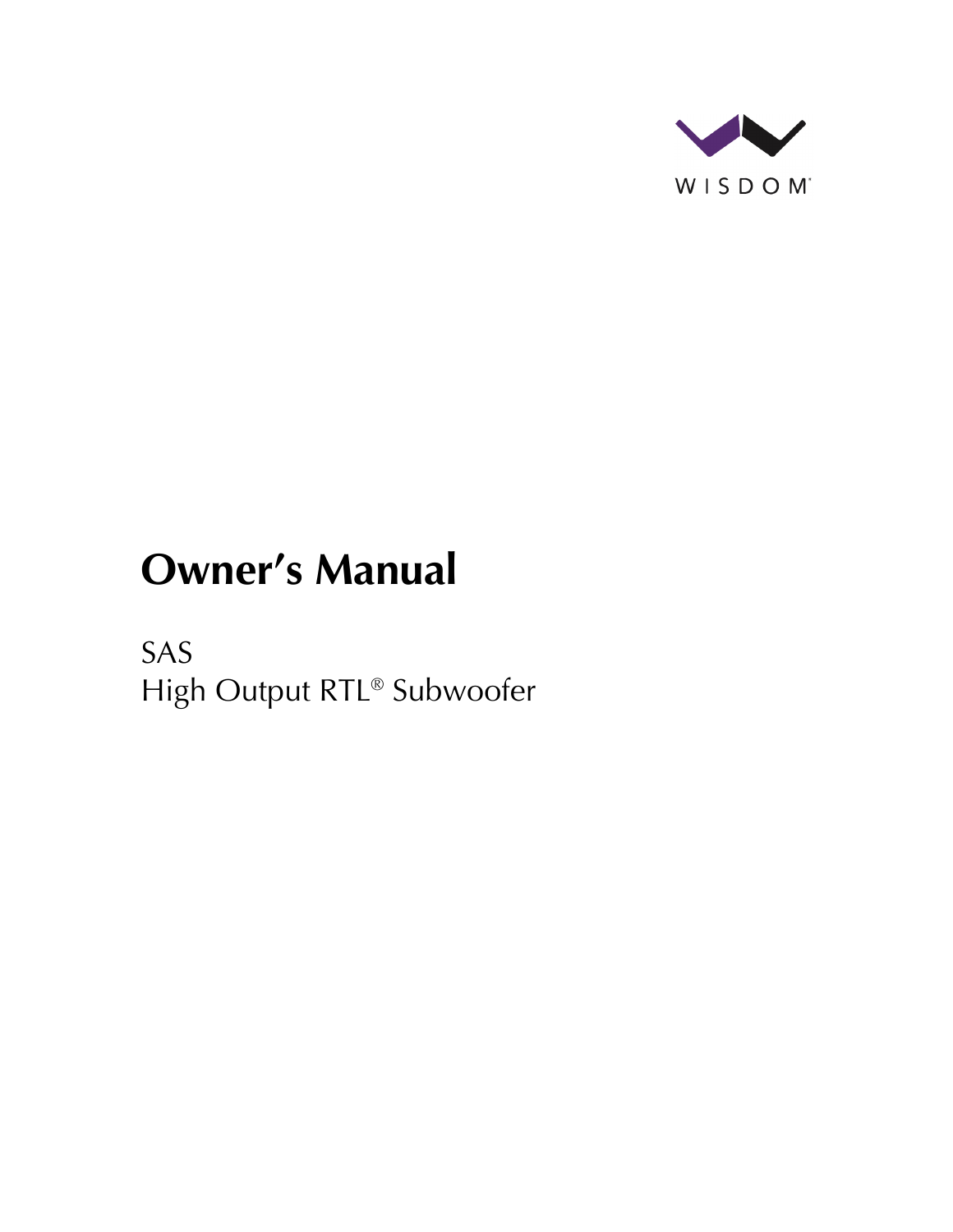WISDOM®

# Owner's Manual

SAS

High Output RTL® Subwoofer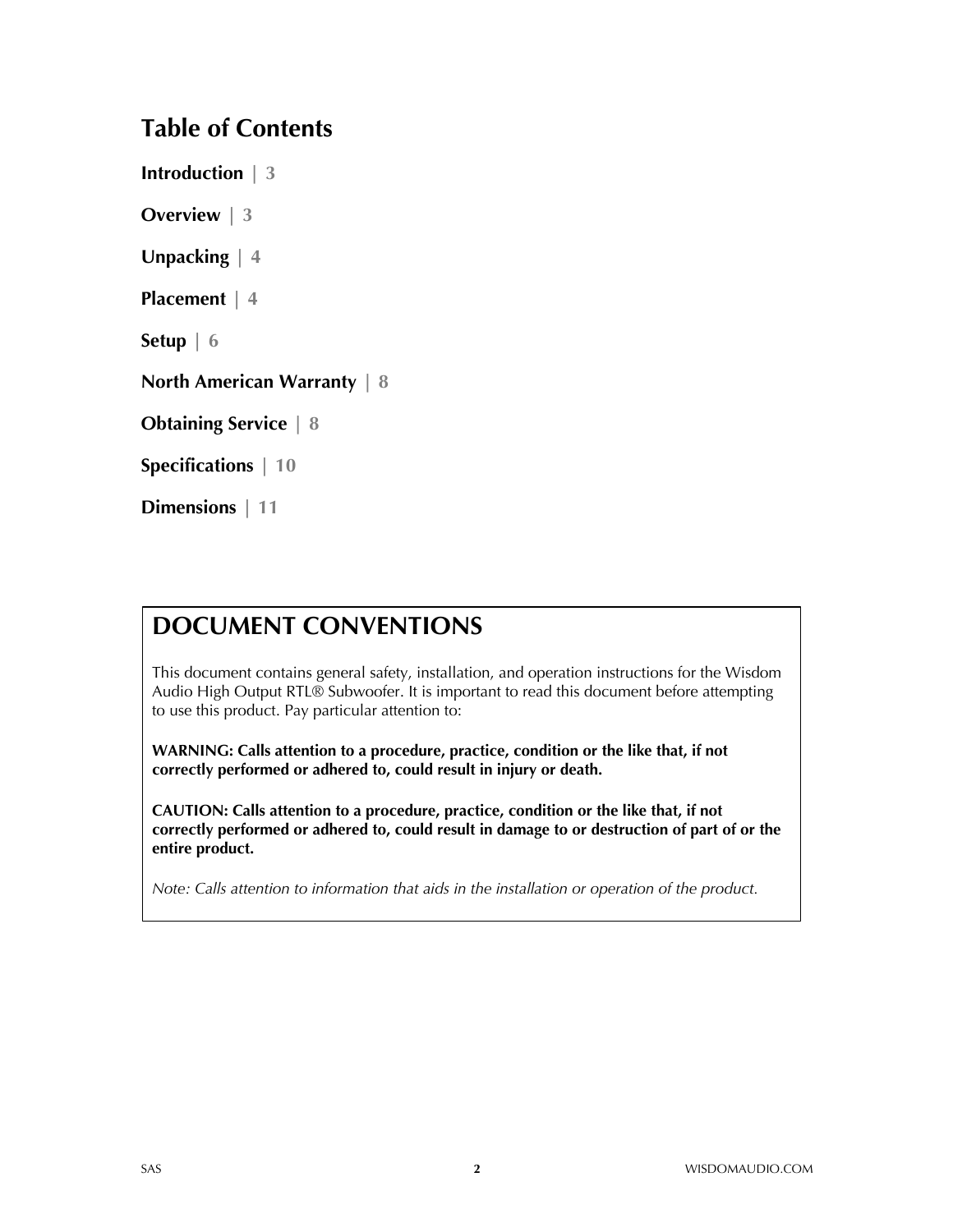## Table of Contents

**Introduction** | 3

**Overview** | 3

**Unpacking** | 4

**Placement** | 4

**Setup** | 6

**North American Warranty** | 8

**Obtaining Service** | 8

**Specifications** | 10

**Dimensions** | 11

## DOCUMENT CONVENTIONS

This document contains general safety, installation, and operation instructions for the Wisdom Audio High Output RTL® Subwoofer. It is important to read this document before attempting to use this product. Pay particular attention to:

**WARNING: Calls attention to a procedure, practice, condition or the like that, if not correctly performed or adhered to, could result in injury or death.**

**CAUTION: Calls attention to a procedure, practice, condition or the like that, if not correctly performed or adhered to, could result in damage to or destruction of part of or the entire product.**

*Note: Calls attention to information that aids in the installation or operation of the product.*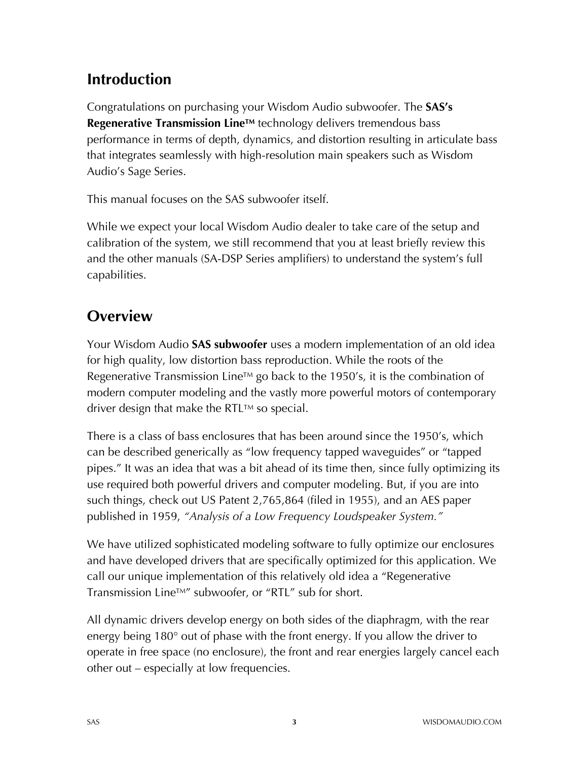## Introduction

Congratulations on purchasing your Wisdom Audio subwoofer. The **SAS's Regenerative Transmission Line™** technology delivers tremendous bass performance in terms of depth, dynamics, and distortion resulting in articulate bass that integrates seamlessly with high-resolution main speakers such as Wisdom Audio's Sage Series.

This manual focuses on the SAS subwoofer itself.

While we expect your local Wisdom Audio dealer to take care of the setup and calibration of the system, we still recommend that you at least briefly review this and the other manuals (SA-DSP Series amplifiers) to understand the system's full capabilities.

## Overview

Your Wisdom Audio **SAS subwoofer** uses a modern implementation of an old idea for high quality, low distortion bass reproduction. While the roots of the Regenerative Transmission Line™ go back to the 1950's, it is the combination of modern computer modeling and the vastly more powerful motors of contemporary driver design that make the RTL™ so special.

There is a class of bass enclosures that has been around since the 1950's, which can be described generically as "low frequency tapped waveguides" or "tapped pipes." It was an idea that was a bit ahead of its time then, since fully optimizing its use required both powerful drivers and computer modeling. But, if you are into such things, check out US Patent 2,765,864 (filed in 1955), and an AES paper published in 1959, *"Analysis of a Low Frequency Loudspeaker System."*

We have utilized sophisticated modeling software to fully optimize our enclosures and have developed drivers that are specifically optimized for this application. We call our unique implementation of this relatively old idea a "Regenerative Transmission Line™" subwoofer, or "RTL" sub for short.

All dynamic drivers develop energy on both sides of the diaphragm, with the rear energy being 180° out of phase with the front energy. If you allow the driver to operate in free space (no enclosure), the front and rear energies largely cancel each other out – especially at low frequencies.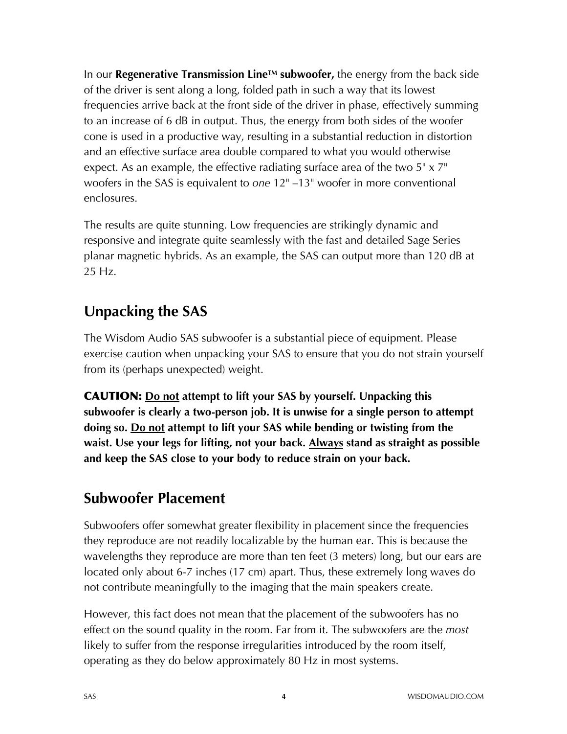In our **Regenerative Transmission Line™ subwoofer,** the energy from the back side of the driver is sent along a long, folded path in such a way that its lowest frequencies arrive back at the front side of the driver in phase, effectively summing to an increase of 6 dB in output. Thus, the energy from both sides of the woofer cone is used in a productive way, resulting in a substantial reduction in distortion and an effective surface area double compared to what you would otherwise expect. As an example, the effective radiating surface area of the two 5" x 7" woofers in the SAS is equivalent to *one* 12" –13" woofer in more conventional enclosures.

The results are quite stunning. Low frequencies are strikingly dynamic and responsive and integrate quite seamlessly with the fast and detailed Sage Series planar magnetic hybrids. As an example, the SAS can output more than 120 dB at 25 Hz.

## Unpacking the SAS

The Wisdom Audio SAS subwoofer is a substantial piece of equipment. Please exercise caution when unpacking your SAS to ensure that you do not strain yourself from its (perhaps unexpected) weight.

**CAUTION: Do not attempt to lift your SAS by yourself. Unpacking this subwoofer is clearly a two-person job. It is unwise for a single person to attempt doing so. Do not attempt to lift your SAS while bending or twisting from the waist. Use your legs for lifting, not your back. Always stand as straight as possible and keep the SAS close to your body to reduce strain on your back.**

## Subwoofer Placement

Subwoofers offer somewhat greater flexibility in placement since the frequencies they reproduce are not readily localizable by the human ear. This is because the wavelengths they reproduce are more than ten feet (3 meters) long, but our ears are located only about 6-7 inches (17 cm) apart. Thus, these extremely long waves do not contribute meaningfully to the imaging that the main speakers create.

However, this fact does not mean that the placement of the subwoofers has no effect on the sound quality in the room. Far from it. The subwoofers are the *most* likely to suffer from the response irregularities introduced by the room itself, operating as they do below approximately 80 Hz in most systems.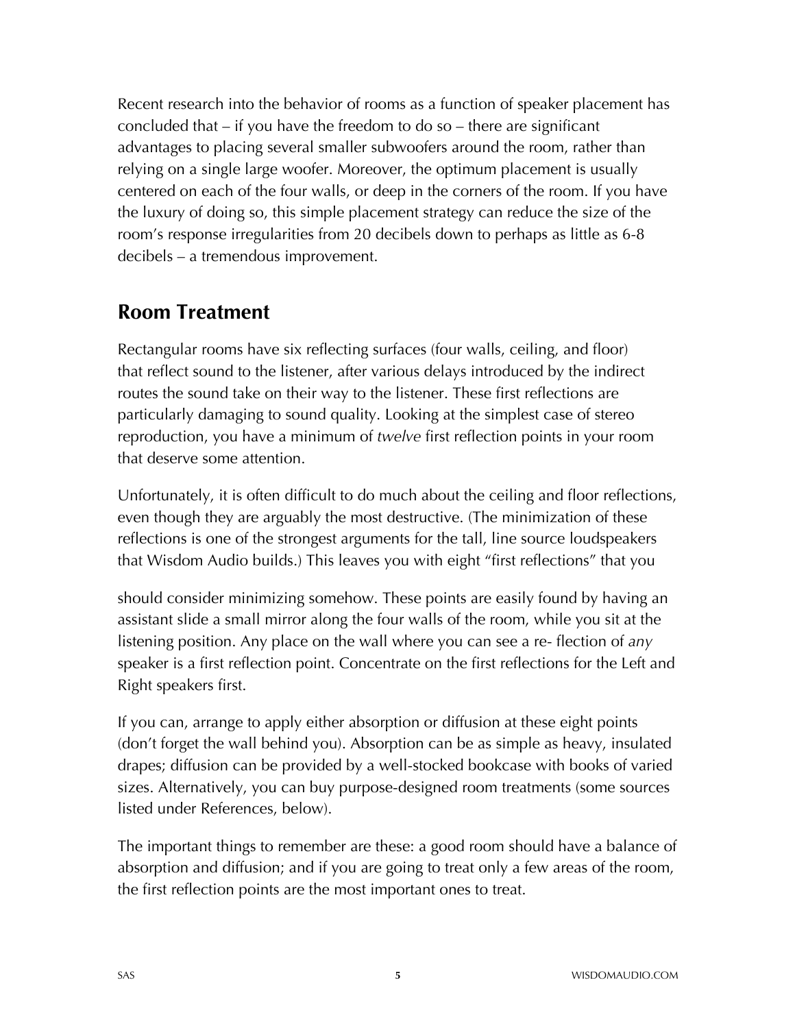Recent research into the behavior of rooms as a function of speaker placement has concluded that – if you have the freedom to do so – there are significant advantages to placing several smaller subwoofers around the room, rather than relying on a single large woofer. Moreover, the optimum placement is usually centered on each of the four walls, or deep in the corners of the room. If you have the luxury of doing so, this simple placement strategy can reduce the size of the room's response irregularities from 20 decibels down to perhaps as little as 6-8 decibels – a tremendous improvement.

## Room Treatment

Rectangular rooms have six reflecting surfaces (four walls, ceiling, and floor) that reflect sound to the listener, after various delays introduced by the indirect routes the sound take on their way to the listener. These first reflections are particularly damaging to sound quality. Looking at the simplest case of stereo reproduction, you have a minimum of *twelve* first reflection points in your room that deserve some attention.

Unfortunately, it is often difficult to do much about the ceiling and floor reflections, even though they are arguably the most destructive. (The minimization of these reflections is one of the strongest arguments for the tall, line source loudspeakers that Wisdom Audio builds.) This leaves you with eight "first reflections" that you should consider minimizing somehow. These points are easily found by having an assistant slide a small mirror along the four walls of the room, while you sit at the listening position. Any place on the wall where you can see a re- flection of *any* speaker is a first reflection point. Concentrate on the first reflections for the Left and Right speakers first.

If you can, arrange to apply either absorption or diffusion at these eight points (don't forget the wall behind you). Absorption can be as simple as heavy, insulated drapes; diffusion can be provided by a well-stocked bookcase with books of varied sizes. Alternatively, you can buy purpose-designed room treatments (some sources listed under References, below).

The important things to remember are these: a good room should have a balance of absorption and diffusion; and if you are going to treat only a few areas of the room, the first reflection points are the most important ones to treat.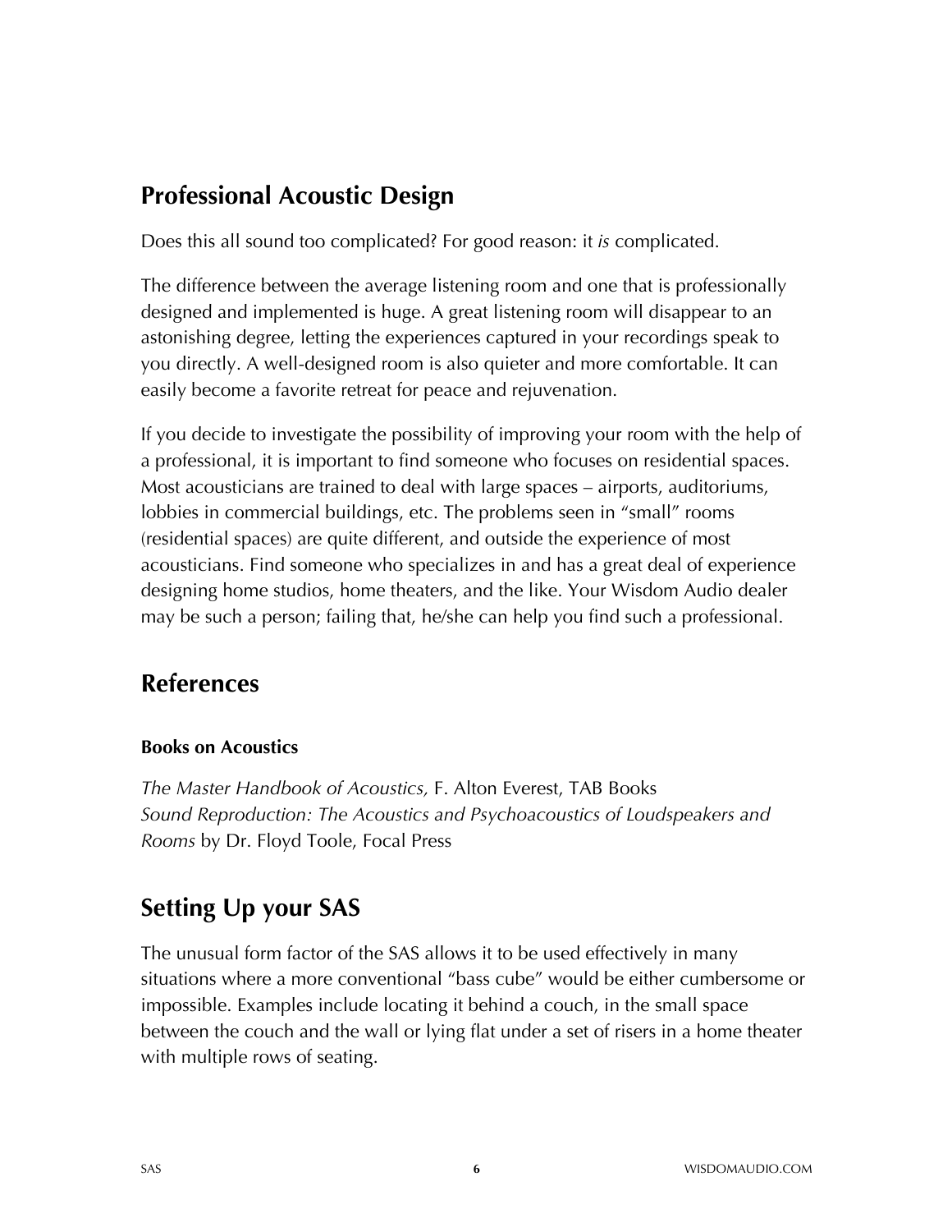## Professional Acoustic Design

Does this all sound too complicated? For good reason: it *is* complicated.

The difference between the average listening room and one that is professionally designed and implemented is huge. A great listening room will disappear to an astonishing degree, letting the experiences captured in your recordings speak to you directly. A well-designed room is also quieter and more comfortable. It can easily become a favorite retreat for peace and rejuvenation.

If you decide to investigate the possibility of improving your room with the help of a professional, it is important to find someone who focuses on residential spaces. Most acousticians are trained to deal with large spaces – airports, auditoriums, lobbies in commercial buildings, etc. The problems seen in "small" rooms (residential spaces) are quite different, and outside the experience of most acousticians. Find someone who specializes in and has a great deal of experience designing home studios, home theaters, and the like. Your Wisdom Audio dealer may be such a person; failing that, he/she can help you find such a professional.

## References

### Books on Acoustics

*The Master Handbook of Acoustics,* F. Alton Everest, TAB Books
*Sound Reproduction: The Acoustics and Psychoacoustics of Loudspeakers and Rooms* by Dr. Floyd Toole, Focal Press

## Setting Up your SAS

The unusual form factor of the SAS allows it to be used effectively in many situations where a more conventional "bass cube" would be either cumbersome or impossible. Examples include locating it behind a couch, in the small space between the couch and the wall or lying flat under a set of risers in a home theater with multiple rows of seating.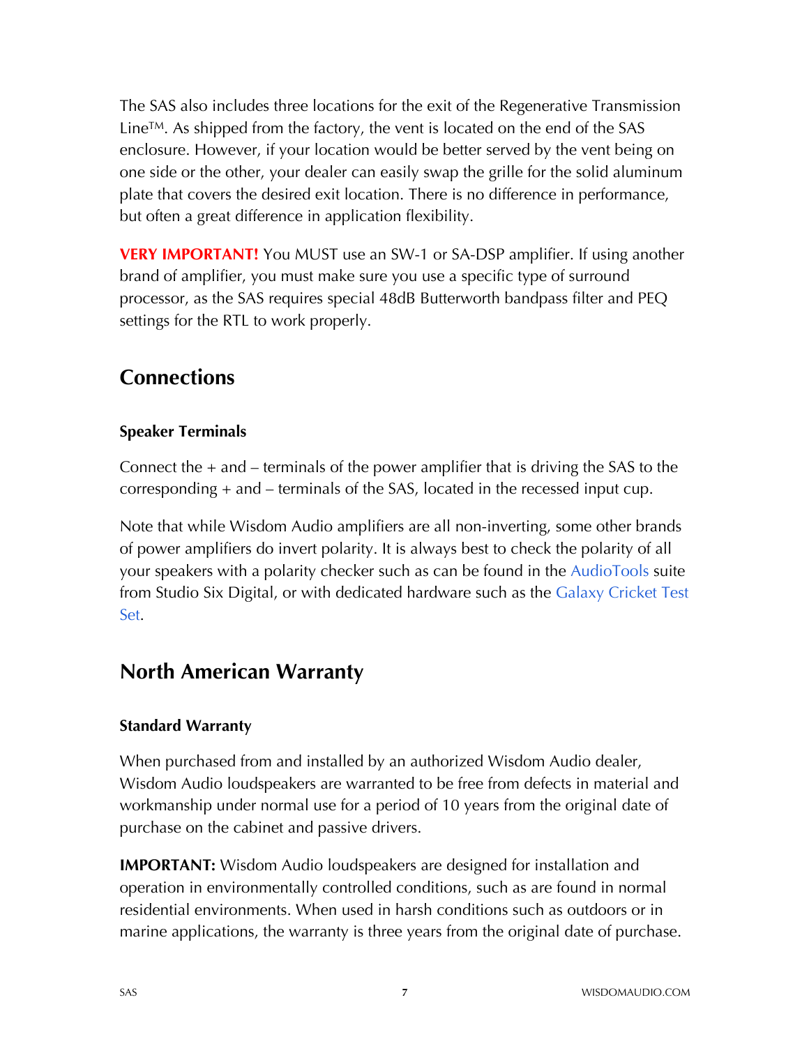The SAS also includes three locations for the exit of the Regenerative Transmission Line™. As shipped from the factory, the vent is located on the end of the SAS enclosure. However, if your location would be better served by the vent being on one side or the other, your dealer can easily swap the grille for the solid aluminum plate that covers the desired exit location. There is no difference in performance, but often a great difference in application flexibility.

**VERY IMPORTANT!** You MUST use an SW-1 or SA-DSP amplifier. If using another brand of amplifier, you must make sure you use a specific type of surround processor, as the SAS requires special 48dB Butterworth bandpass filter and PEQ settings for the RTL to work properly.

## Connections

### Speaker Terminals

Connect the + and – terminals of the power amplifier that is driving the SAS to the corresponding + and – terminals of the SAS, located in the recessed input cup.

Note that while Wisdom Audio amplifiers are all non-inverting, some other brands of power amplifiers do invert polarity. It is always best to check the polarity of all your speakers with a polarity checker such as can be found in the AudioTools suite from Studio Six Digital, or with dedicated hardware such as the Galaxy Cricket Test Set.

## North American Warranty

### Standard Warranty

When purchased from and installed by an authorized Wisdom Audio dealer, Wisdom Audio loudspeakers are warranted to be free from defects in material and workmanship under normal use for a period of 10 years from the original date of purchase on the cabinet and passive drivers.

**IMPORTANT:** Wisdom Audio loudspeakers are designed for installation and operation in environmentally controlled conditions, such as are found in normal residential environments. When used in harsh conditions such as outdoors or in marine applications, the warranty is three years from the original date of purchase.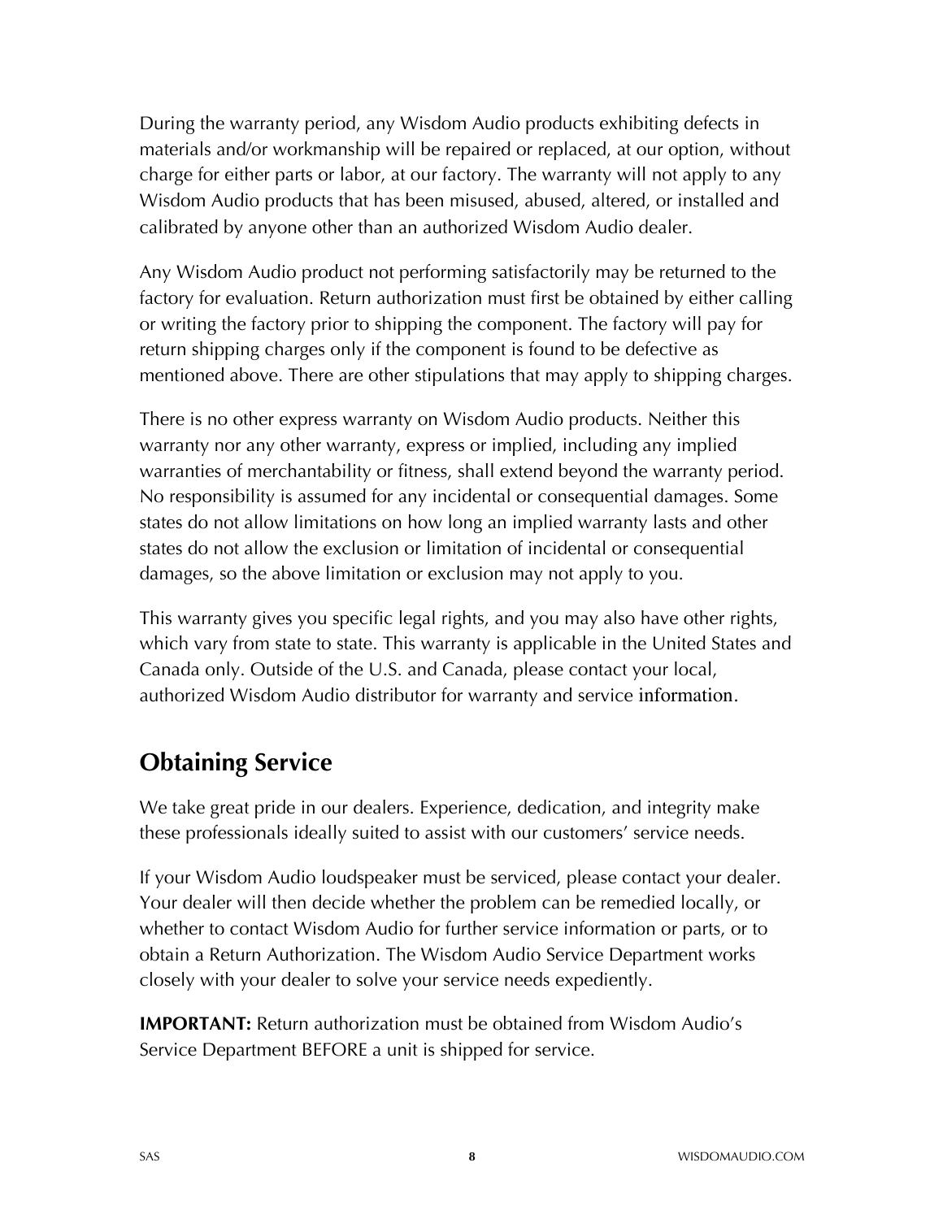During the warranty period, any Wisdom Audio products exhibiting defects in materials and/or workmanship will be repaired or replaced, at our option, without charge for either parts or labor, at our factory. The warranty will not apply to any Wisdom Audio products that has been misused, abused, altered, or installed and calibrated by anyone other than an authorized Wisdom Audio dealer.

Any Wisdom Audio product not performing satisfactorily may be returned to the factory for evaluation. Return authorization must first be obtained by either calling or writing the factory prior to shipping the component. The factory will pay for return shipping charges only if the component is found to be defective as mentioned above. There are other stipulations that may apply to shipping charges.

There is no other express warranty on Wisdom Audio products. Neither this warranty nor any other warranty, express or implied, including any implied warranties of merchantability or fitness, shall extend beyond the warranty period. No responsibility is assumed for any incidental or consequential damages. Some states do not allow limitations on how long an implied warranty lasts and other states do not allow the exclusion or limitation of incidental or consequential damages, so the above limitation or exclusion may not apply to you.

This warranty gives you specific legal rights, and you may also have other rights, which vary from state to state. This warranty is applicable in the United States and Canada only. Outside of the U.S. and Canada, please contact your local, authorized Wisdom Audio distributor for warranty and service information.

## Obtaining Service

We take great pride in our dealers. Experience, dedication, and integrity make these professionals ideally suited to assist with our customers' service needs.

If your Wisdom Audio loudspeaker must be serviced, please contact your dealer. Your dealer will then decide whether the problem can be remedied locally, or whether to contact Wisdom Audio for further service information or parts, or to obtain a Return Authorization. The Wisdom Audio Service Department works closely with your dealer to solve your service needs expediently.

**IMPORTANT:** Return authorization must be obtained from Wisdom Audio's Service Department BEFORE a unit is shipped for service.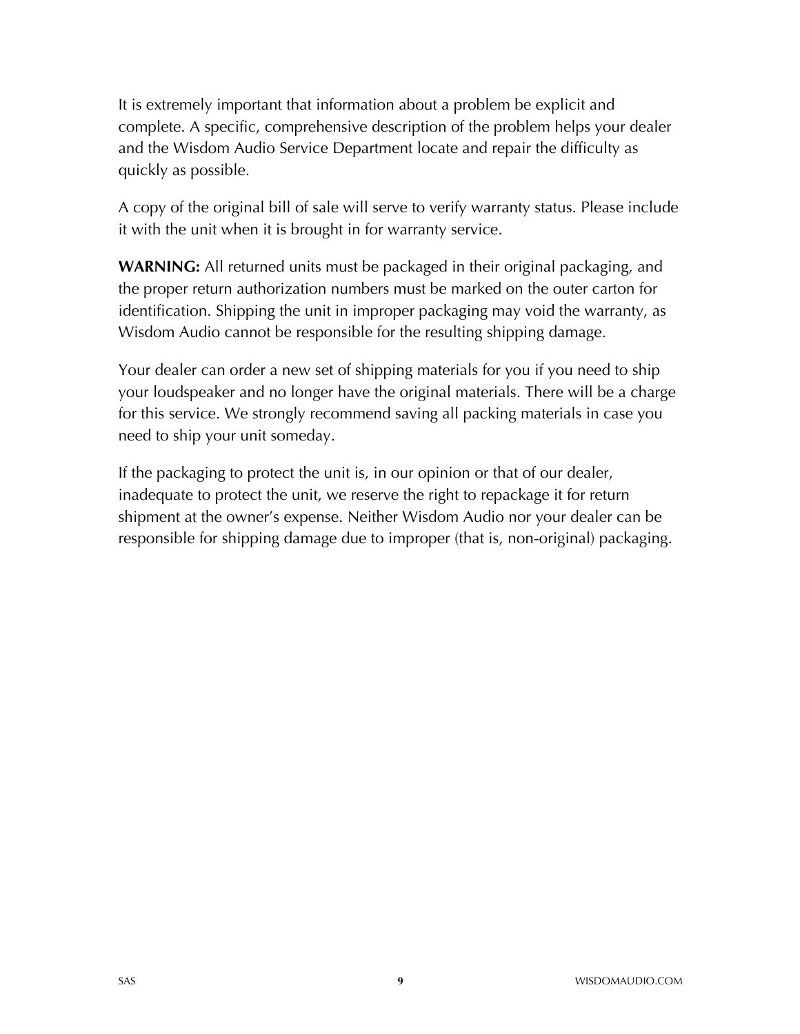It is extremely important that information about a problem be explicit and complete. A specific, comprehensive description of the problem helps your dealer and the Wisdom Audio Service Department locate and repair the difficulty as quickly as possible.

A copy of the original bill of sale will serve to verify warranty status. Please include it with the unit when it is brought in for warranty service.

**WARNING:** All returned units must be packaged in their original packaging, and the proper return authorization numbers must be marked on the outer carton for identification. Shipping the unit in improper packaging may void the warranty, as Wisdom Audio cannot be responsible for the resulting shipping damage.

Your dealer can order a new set of shipping materials for you if you need to ship your loudspeaker and no longer have the original materials. There will be a charge for this service. We strongly recommend saving all packing materials in case you need to ship your unit someday.

If the packaging to protect the unit is, in our opinion or that of our dealer, inadequate to protect the unit, we reserve the right to repackage it for return shipment at the owner's expense. Neither Wisdom Audio nor your dealer can be responsible for shipping damage due to improper (that is, non-original) packaging.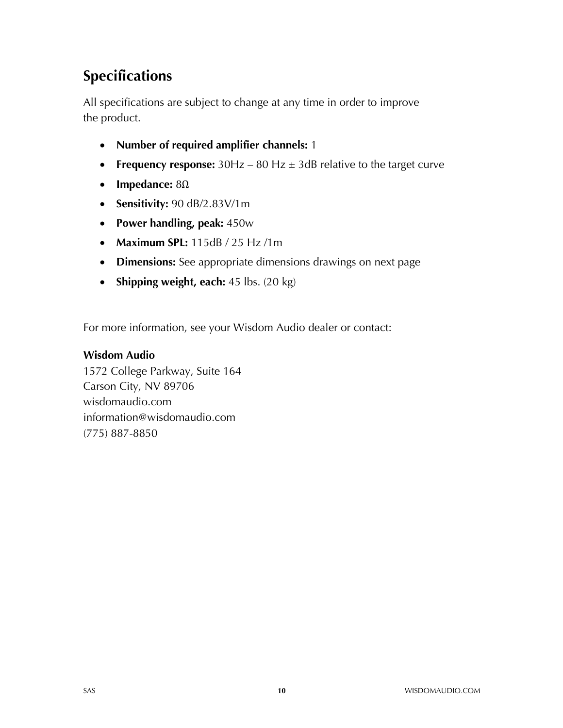## Specifications

All specifications are subject to change at any time in order to improve the product.

- **Number of required amplifier channels:** 1
- **Frequency response:** 30Hz – 80 Hz ± 3dB relative to the target curve
- **Impedance:** 8Ω
- **Sensitivity:** 90 dB/2.83V/1m
- **Power handling, peak:** 450w
- **Maximum SPL:** 115dB / 25 Hz /1m
- **Dimensions:** See appropriate dimensions drawings on next page
- **Shipping weight, each:** 45 lbs. (20 kg)

For more information, see your Wisdom Audio dealer or contact:

**Wisdom Audio**
1572 College Parkway, Suite 164
Carson City, NV 89706
wisdomaudio.com
information@wisdomaudio.com
(775) 887-8850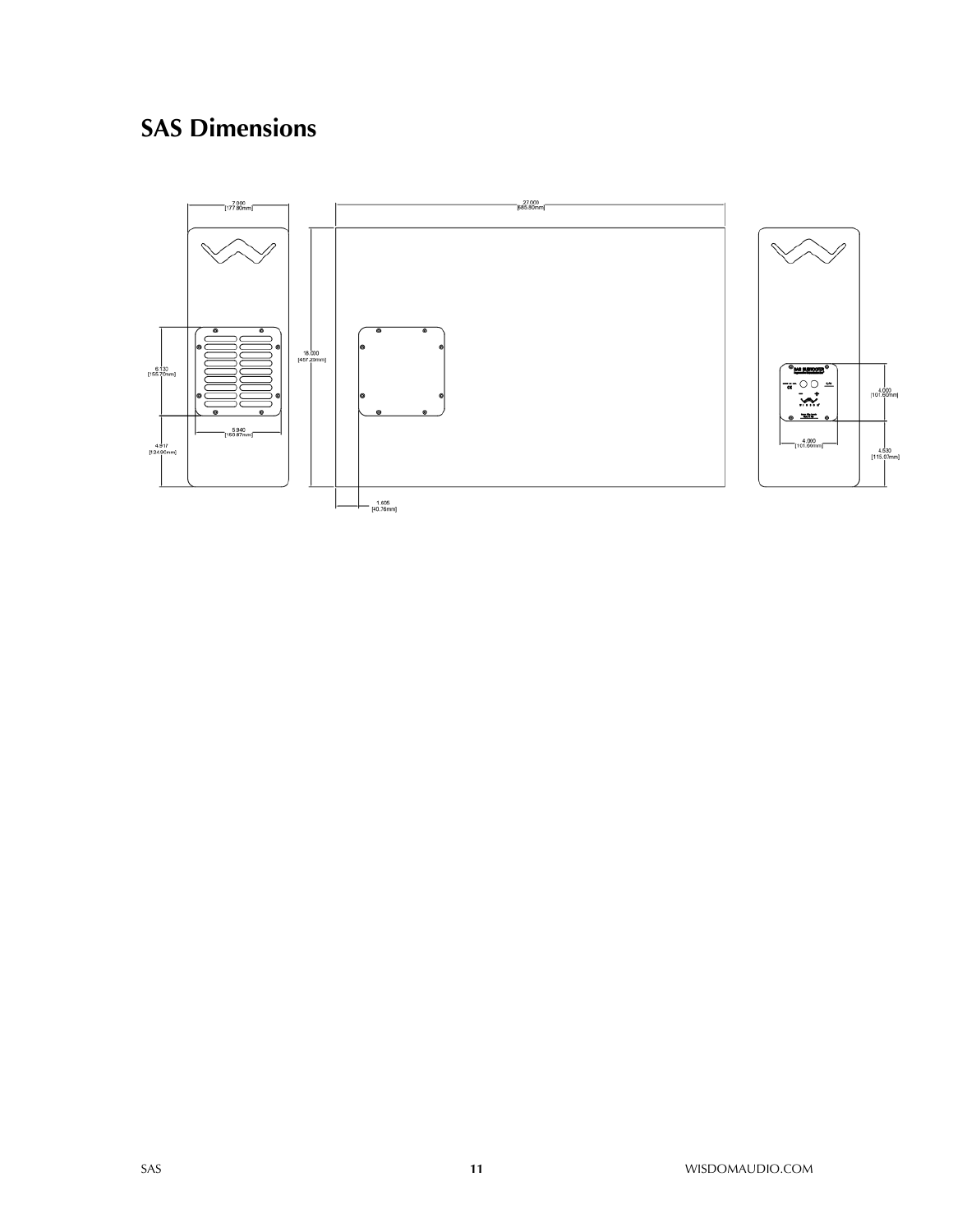# SAS Dimensions

7.000
[177.80mm]

27.000
[685.80mm]

6.130
[155.70mm]

18.000
[457.20mm]

5.940
[150.87mm]

4.917
[124.90mm]

1.605
[40.76mm]

4.000
[101.60mm]

4.000
[101.60mm]

4.530
[115.07mm]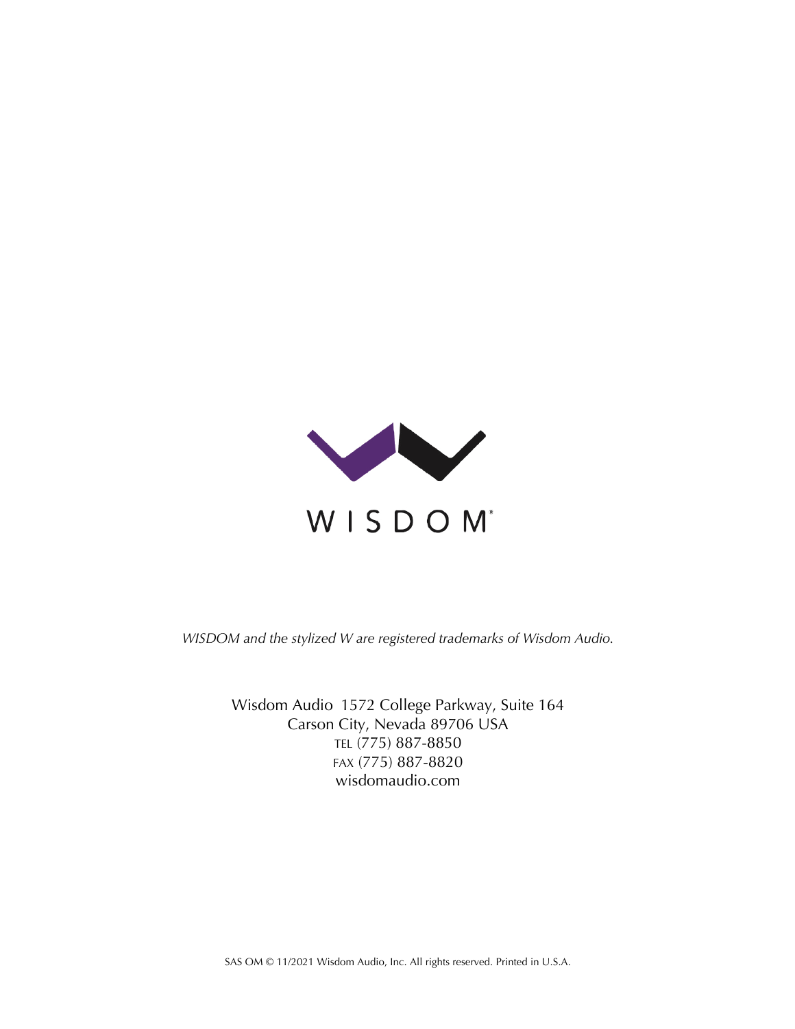WISDOM®

*WISDOM and the stylized W are registered trademarks of Wisdom Audio.*

Wisdom Audio 1572 College Parkway, Suite 164
Carson City, Nevada 89706 USA
TEL (775) 887-8850
FAX (775) 887-8820
wisdomaudio.com

SAS OM © 11/2021 Wisdom Audio, Inc. All rights reserved. Printed in U.S.A.